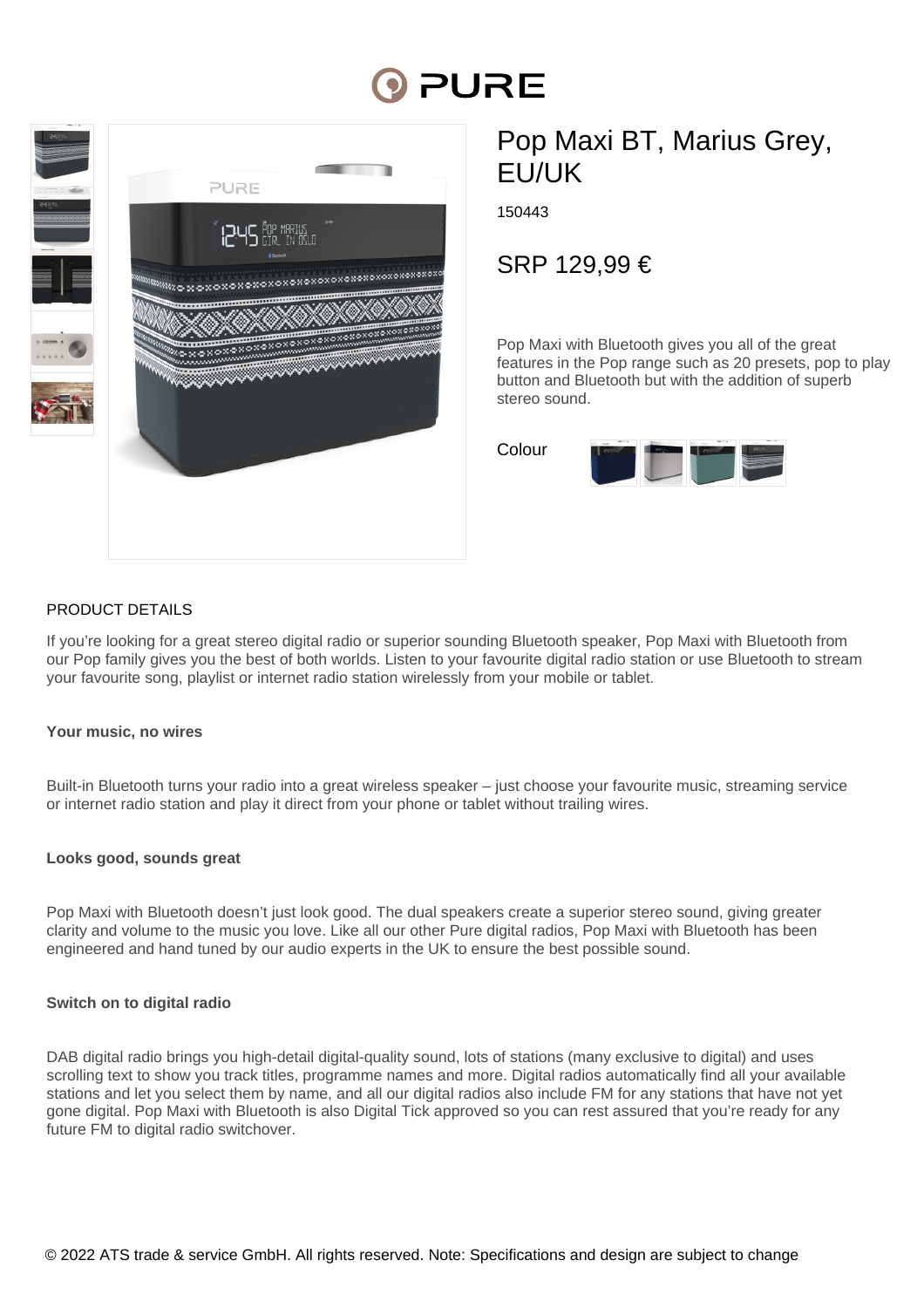# Pop Maxi BT, Marius Grey, EU/UK

150443

## SRP 129,99 €

Pop Maxi with Bluetooth gives you all of the great features in the Pop range such as 20 presets, pop to play button and Bluetooth but with the addition of superb stereo sound.

Colour

## PRODUCT DETAILS

If you're looking for a great stereo digital radio or superior sounding Bluetooth speaker, Pop Maxi with Bluetooth from our Pop family gives you the best of both worlds. Listen to your favourite digital radio station or use Bluetooth to stream your favourite song, playlist or internet radio station wirelessly from your mobile or tablet.

**Your music, no wires**

Built-in Bluetooth turns your radio into a great wireless speaker – just choose your favourite music, streaming service or internet radio station and play it direct from your phone or tablet without trailing wires.

**Looks good, sounds great**

Pop Maxi with Bluetooth doesn't just look good. The dual speakers create a superior stereo sound, giving greater clarity and volume to the music you love. Like all our other Pure digital radios, Pop Maxi with Bluetooth has been engineered and hand tuned by our audio experts in the UK to ensure the best possible sound.

**Switch on to digital radio**

DAB digital radio brings you high-detail digital-quality sound, lots of stations (many exclusive to digital) and uses scrolling text to show you track titles, programme names and more. Digital radios automatically find all your available stations and let you select them by name, and all our digital radios also include FM for any stations that have not yet gone digital. Pop Maxi with Bluetooth is also Digital Tick approved so you can rest assured that you're ready for any future FM to digital radio switchover.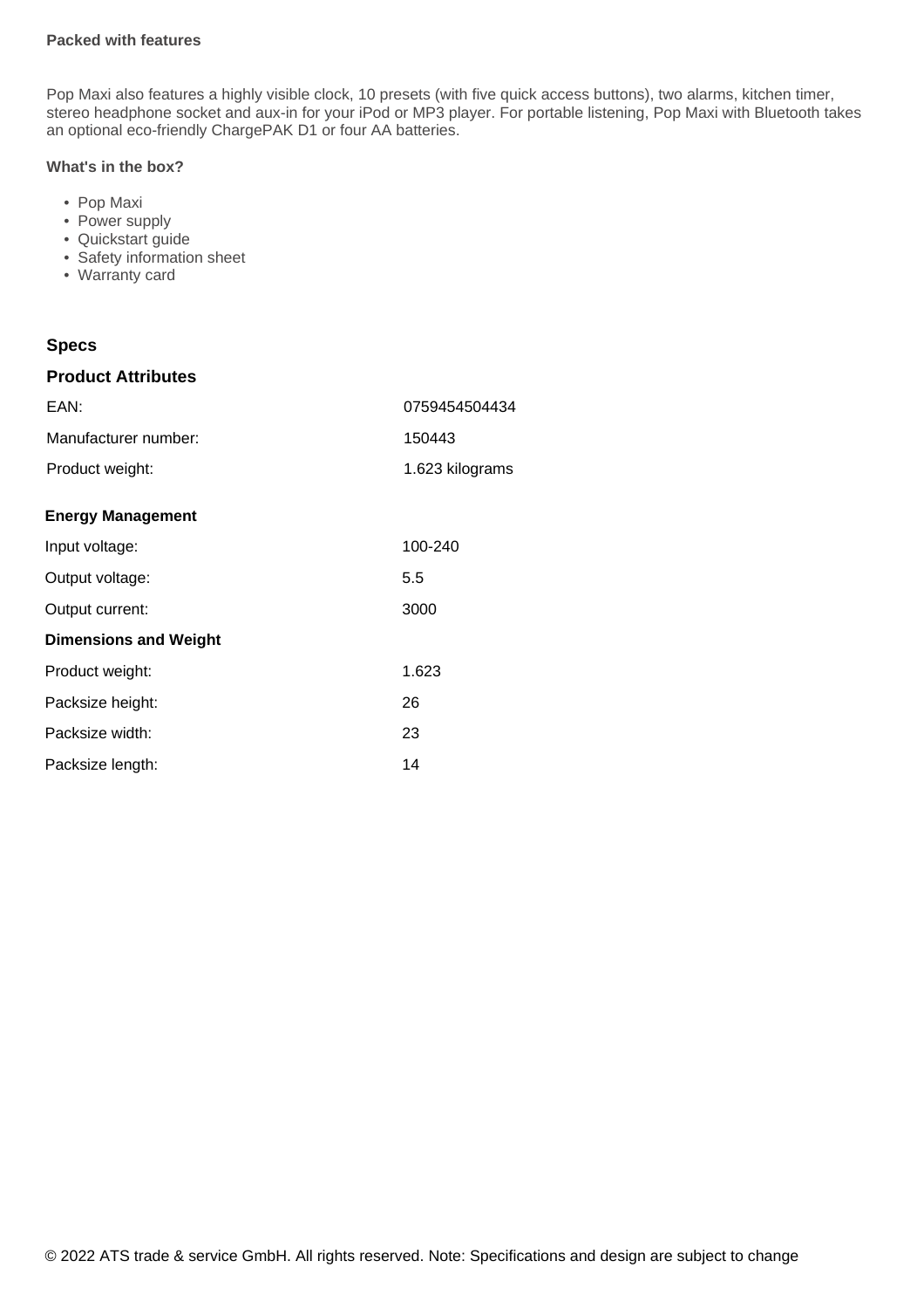**Packed with features**

Pop Maxi also features a highly visible clock, 10 presets (with five quick access buttons), two alarms, kitchen timer, stereo headphone socket and aux-in for your iPod or MP3 player. For portable listening, Pop Maxi with Bluetooth takes an optional eco-friendly ChargePAK D1 or four AA batteries.

**What's in the box?**

- Pop Maxi
- Power supply
- Quickstart guide
- Safety information sheet
- Warranty card

## Specs

### Product Attributes

| | |
|---|---|
| EAN: | 0759454504434 |
| Manufacturer number: | 150443 |
| Product weight: | 1.623 kilograms |

### Energy Management

| | |
|---|---|
| Input voltage: | 100-240 |
| Output voltage: | 5.5 |
| Output current: | 3000 |

### Dimensions and Weight

| | |
|---|---|
| Product weight: | 1.623 |
| Packsize height: | 26 |
| Packsize width: | 23 |
| Packsize length: | 14 |

© 2022 ATS trade & service GmbH. All rights reserved. Note: Specifications and design are subject to change